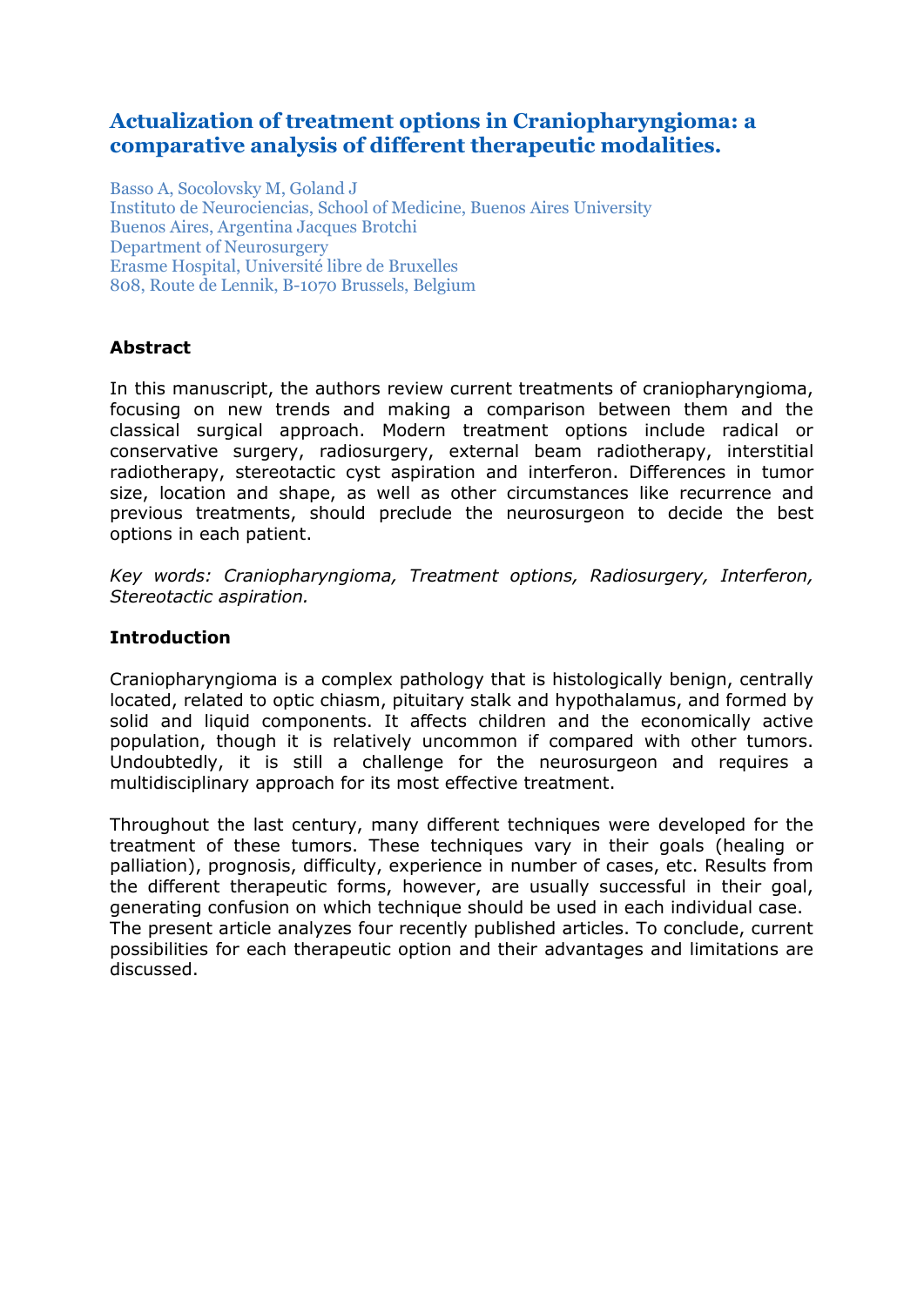# Actualization of treatment options in Craniopharyngioma: a comparative analysis of different therapeutic modalities.

Basso A, Socolovsky M, Goland J
Instituto de Neurociencias, School of Medicine, Buenos Aires University
Buenos Aires, Argentina Jacques Brotchi
Department of Neurosurgery
Erasme Hospital, Université libre de Bruxelles
808, Route de Lennik, B-1070 Brussels, Belgium

## Abstract

In this manuscript, the authors review current treatments of craniopharyngioma, focusing on new trends and making a comparison between them and the classical surgical approach. Modern treatment options include radical or conservative surgery, radiosurgery, external beam radiotherapy, interstitial radiotherapy, stereotactic cyst aspiration and interferon. Differences in tumor size, location and shape, as well as other circumstances like recurrence and previous treatments, should preclude the neurosurgeon to decide the best options in each patient.

*Key words: Craniopharyngioma, Treatment options, Radiosurgery, Interferon, Stereotactic aspiration.*

## Introduction

Craniopharyngioma is a complex pathology that is histologically benign, centrally located, related to optic chiasm, pituitary stalk and hypothalamus, and formed by solid and liquid components. It affects children and the economically active population, though it is relatively uncommon if compared with other tumors. Undoubtedly, it is still a challenge for the neurosurgeon and requires a multidisciplinary approach for its most effective treatment.

Throughout the last century, many different techniques were developed for the treatment of these tumors. These techniques vary in their goals (healing or palliation), prognosis, difficulty, experience in number of cases, etc. Results from the different therapeutic forms, however, are usually successful in their goal, generating confusion on which technique should be used in each individual case.
The present article analyzes four recently published articles. To conclude, current possibilities for each therapeutic option and their advantages and limitations are discussed.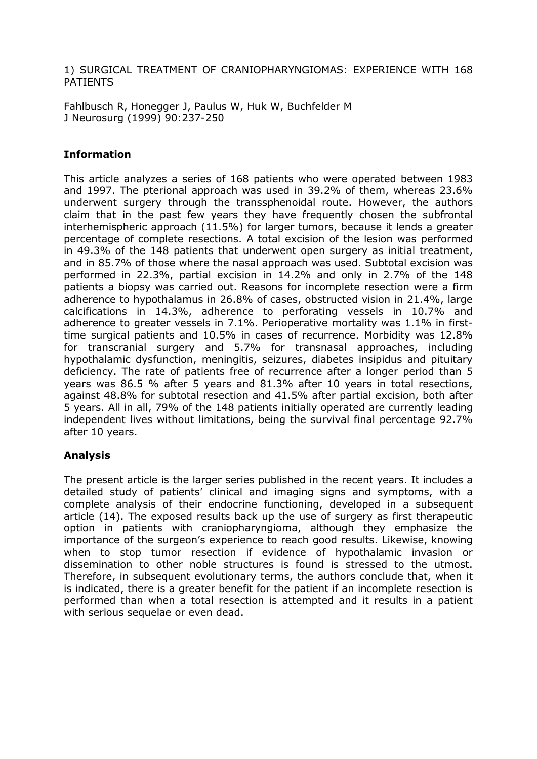1) SURGICAL TREATMENT OF CRANIOPHARYNGIOMAS: EXPERIENCE WITH 168 PATIENTS

Fahlbusch R, Honegger J, Paulus W, Huk W, Buchfelder M
J Neurosurg (1999) 90:237-250

**Information**

This article analyzes a series of 168 patients who were operated between 1983 and 1997. The pterional approach was used in 39.2% of them, whereas 23.6% underwent surgery through the transsphenoidal route. However, the authors claim that in the past few years they have frequently chosen the subfrontal interhemispheric approach (11.5%) for larger tumors, because it lends a greater percentage of complete resections. A total excision of the lesion was performed in 49.3% of the 148 patients that underwent open surgery as initial treatment, and in 85.7% of those where the nasal approach was used. Subtotal excision was performed in 22.3%, partial excision in 14.2% and only in 2.7% of the 148 patients a biopsy was carried out. Reasons for incomplete resection were a firm adherence to hypothalamus in 26.8% of cases, obstructed vision in 21.4%, large calcifications in 14.3%, adherence to perforating vessels in 10.7% and adherence to greater vessels in 7.1%. Perioperative mortality was 1.1% in first-time surgical patients and 10.5% in cases of recurrence. Morbidity was 12.8% for transcranial surgery and 5.7% for transnasal approaches, including hypothalamic dysfunction, meningitis, seizures, diabetes insipidus and pituitary deficiency. The rate of patients free of recurrence after a longer period than 5 years was 86.5 % after 5 years and 81.3% after 10 years in total resections, against 48.8% for subtotal resection and 41.5% after partial excision, both after 5 years. All in all, 79% of the 148 patients initially operated are currently leading independent lives without limitations, being the survival final percentage 92.7% after 10 years.

**Analysis**

The present article is the larger series published in the recent years. It includes a detailed study of patients' clinical and imaging signs and symptoms, with a complete analysis of their endocrine functioning, developed in a subsequent article (14). The exposed results back up the use of surgery as first therapeutic option in patients with craniopharyngioma, although they emphasize the importance of the surgeon's experience to reach good results. Likewise, knowing when to stop tumor resection if evidence of hypothalamic invasion or dissemination to other noble structures is found is stressed to the utmost. Therefore, in subsequent evolutionary terms, the authors conclude that, when it is indicated, there is a greater benefit for the patient if an incomplete resection is performed than when a total resection is attempted and it results in a patient with serious sequelae or even dead.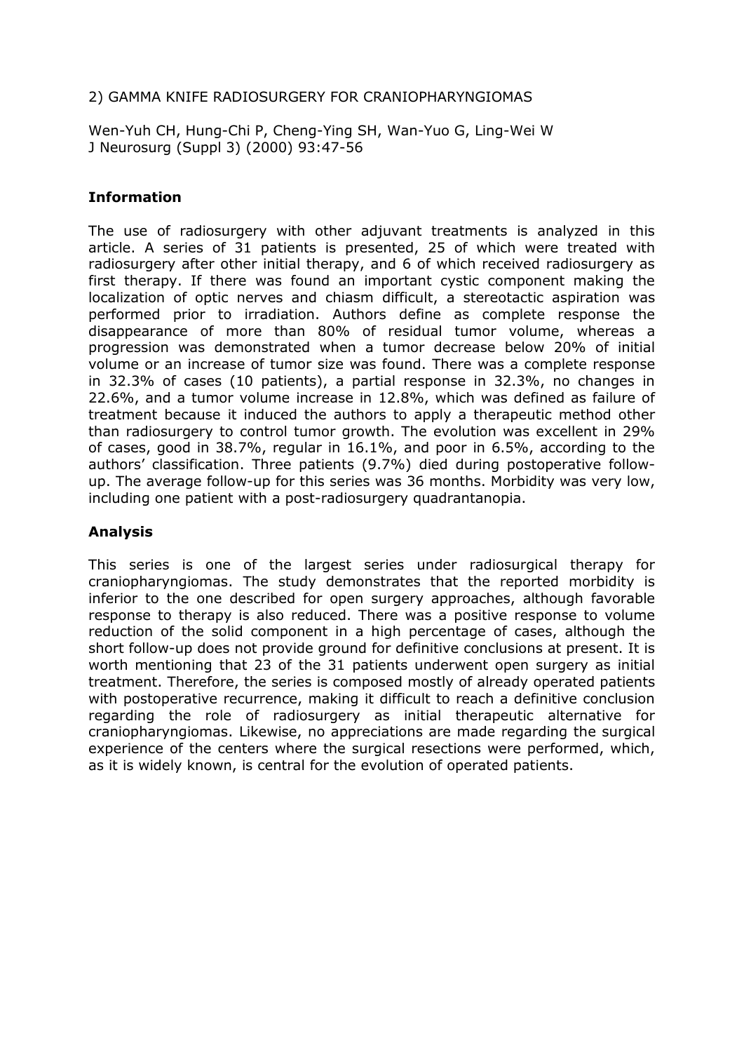2) GAMMA KNIFE RADIOSURGERY FOR CRANIOPHARYNGIOMAS

Wen-Yuh CH, Hung-Chi P, Cheng-Ying SH, Wan-Yuo G, Ling-Wei W
J Neurosurg (Suppl 3) (2000) 93:47-56

**Information**

The use of radiosurgery with other adjuvant treatments is analyzed in this article. A series of 31 patients is presented, 25 of which were treated with radiosurgery after other initial therapy, and 6 of which received radiosurgery as first therapy. If there was found an important cystic component making the localization of optic nerves and chiasm difficult, a stereotactic aspiration was performed prior to irradiation. Authors define as complete response the disappearance of more than 80% of residual tumor volume, whereas a progression was demonstrated when a tumor decrease below 20% of initial volume or an increase of tumor size was found. There was a complete response in 32.3% of cases (10 patients), a partial response in 32.3%, no changes in 22.6%, and a tumor volume increase in 12.8%, which was defined as failure of treatment because it induced the authors to apply a therapeutic method other than radiosurgery to control tumor growth. The evolution was excellent in 29% of cases, good in 38.7%, regular in 16.1%, and poor in 6.5%, according to the authors' classification. Three patients (9.7%) died during postoperative follow-up. The average follow-up for this series was 36 months. Morbidity was very low, including one patient with a post-radiosurgery quadrantanopia.

**Analysis**

This series is one of the largest series under radiosurgical therapy for craniopharyngiomas. The study demonstrates that the reported morbidity is inferior to the one described for open surgery approaches, although favorable response to therapy is also reduced. There was a positive response to volume reduction of the solid component in a high percentage of cases, although the short follow-up does not provide ground for definitive conclusions at present. It is worth mentioning that 23 of the 31 patients underwent open surgery as initial treatment. Therefore, the series is composed mostly of already operated patients with postoperative recurrence, making it difficult to reach a definitive conclusion regarding the role of radiosurgery as initial therapeutic alternative for craniopharyngiomas. Likewise, no appreciations are made regarding the surgical experience of the centers where the surgical resections were performed, which, as it is widely known, is central for the evolution of operated patients.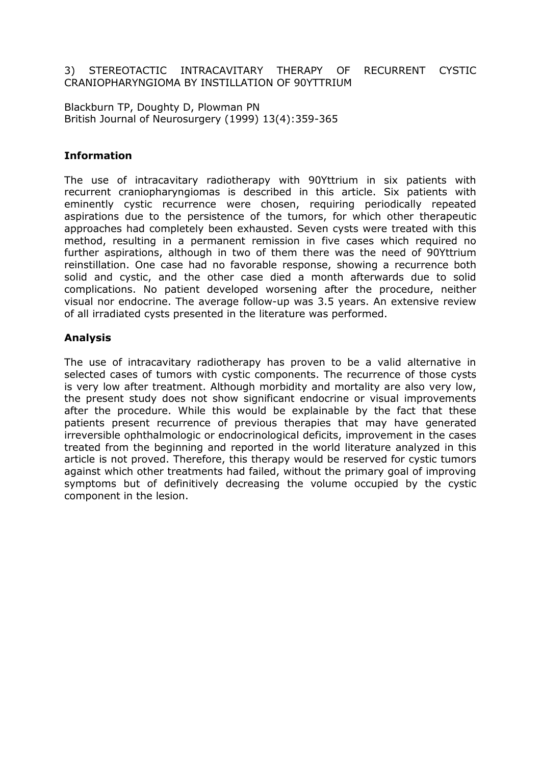3) STEREOTACTIC INTRACAVITARY THERAPY OF RECURRENT CYSTIC CRANIOPHARYNGIOMA BY INSTILLATION OF 90YTTRIUM

Blackburn TP, Doughty D, Plowman PN
British Journal of Neurosurgery (1999) 13(4):359-365

**Information**

The use of intracavitary radiotherapy with 90Yttrium in six patients with recurrent craniopharyngiomas is described in this article. Six patients with eminently cystic recurrence were chosen, requiring periodically repeated aspirations due to the persistence of the tumors, for which other therapeutic approaches had completely been exhausted. Seven cysts were treated with this method, resulting in a permanent remission in five cases which required no further aspirations, although in two of them there was the need of 90Yttrium reinstillation. One case had no favorable response, showing a recurrence both solid and cystic, and the other case died a month afterwards due to solid complications. No patient developed worsening after the procedure, neither visual nor endocrine. The average follow-up was 3.5 years. An extensive review of all irradiated cysts presented in the literature was performed.

**Analysis**

The use of intracavitary radiotherapy has proven to be a valid alternative in selected cases of tumors with cystic components. The recurrence of those cysts is very low after treatment. Although morbidity and mortality are also very low, the present study does not show significant endocrine or visual improvements after the procedure. While this would be explainable by the fact that these patients present recurrence of previous therapies that may have generated irreversible ophthalmologic or endocrinological deficits, improvement in the cases treated from the beginning and reported in the world literature analyzed in this article is not proved. Therefore, this therapy would be reserved for cystic tumors against which other treatments had failed, without the primary goal of improving symptoms but of definitively decreasing the volume occupied by the cystic component in the lesion.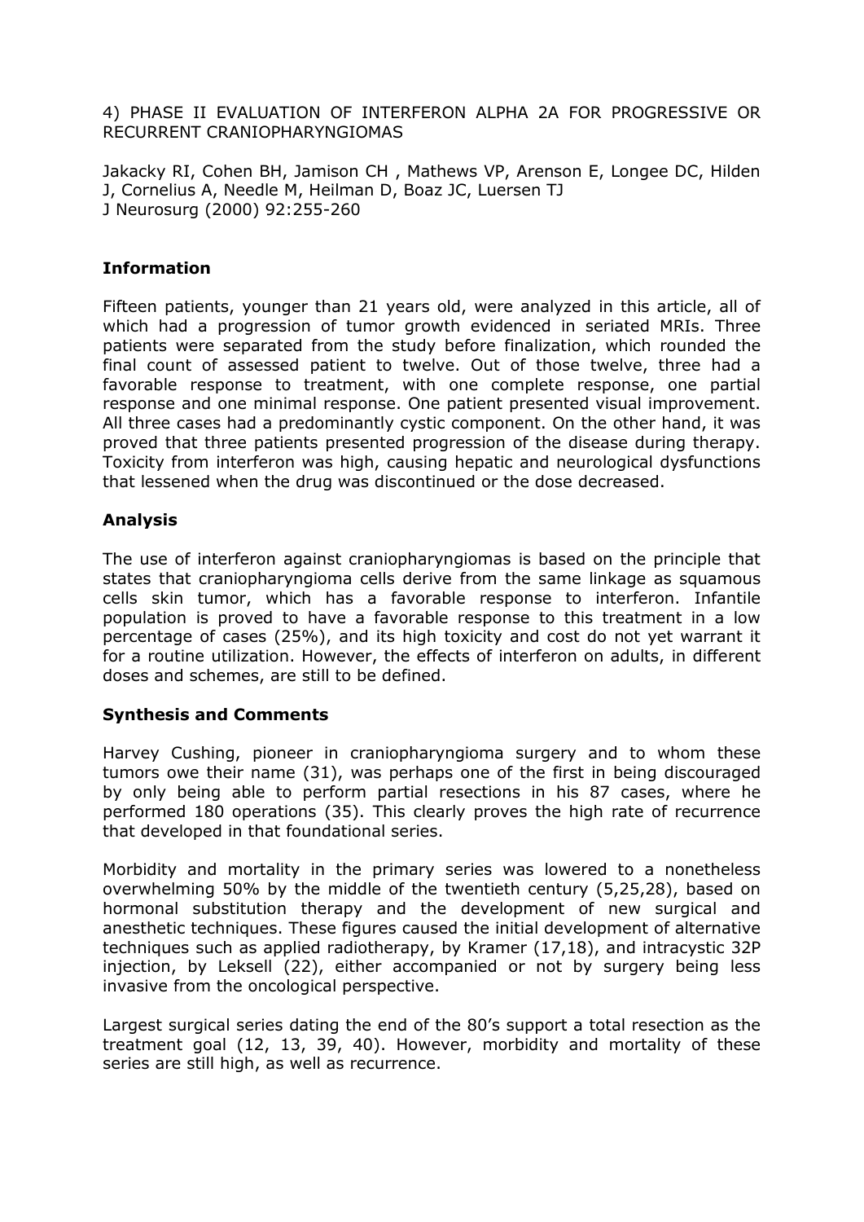4) PHASE II EVALUATION OF INTERFERON ALPHA 2A FOR PROGRESSIVE OR RECURRENT CRANIOPHARYNGIOMAS

Jakacky RI, Cohen BH, Jamison CH , Mathews VP, Arenson E, Longee DC, Hilden J, Cornelius A, Needle M, Heilman D, Boaz JC, Luersen TJ
J Neurosurg (2000) 92:255-260

### Information

Fifteen patients, younger than 21 years old, were analyzed in this article, all of which had a progression of tumor growth evidenced in seriated MRIs. Three patients were separated from the study before finalization, which rounded the final count of assessed patient to twelve. Out of those twelve, three had a favorable response to treatment, with one complete response, one partial response and one minimal response. One patient presented visual improvement. All three cases had a predominantly cystic component. On the other hand, it was proved that three patients presented progression of the disease during therapy. Toxicity from interferon was high, causing hepatic and neurological dysfunctions that lessened when the drug was discontinued or the dose decreased.

### Analysis

The use of interferon against craniopharyngiomas is based on the principle that states that craniopharyngioma cells derive from the same linkage as squamous cells skin tumor, which has a favorable response to interferon. Infantile population is proved to have a favorable response to this treatment in a low percentage of cases (25%), and its high toxicity and cost do not yet warrant it for a routine utilization. However, the effects of interferon on adults, in different doses and schemes, are still to be defined.

### Synthesis and Comments

Harvey Cushing, pioneer in craniopharyngioma surgery and to whom these tumors owe their name (31), was perhaps one of the first in being discouraged by only being able to perform partial resections in his 87 cases, where he performed 180 operations (35). This clearly proves the high rate of recurrence that developed in that foundational series.

Morbidity and mortality in the primary series was lowered to a nonetheless overwhelming 50% by the middle of the twentieth century (5,25,28), based on hormonal substitution therapy and the development of new surgical and anesthetic techniques. These figures caused the initial development of alternative techniques such as applied radiotherapy, by Kramer (17,18), and intracystic 32P injection, by Leksell (22), either accompanied or not by surgery being less invasive from the oncological perspective.

Largest surgical series dating the end of the 80's support a total resection as the treatment goal (12, 13, 39, 40). However, morbidity and mortality of these series are still high, as well as recurrence.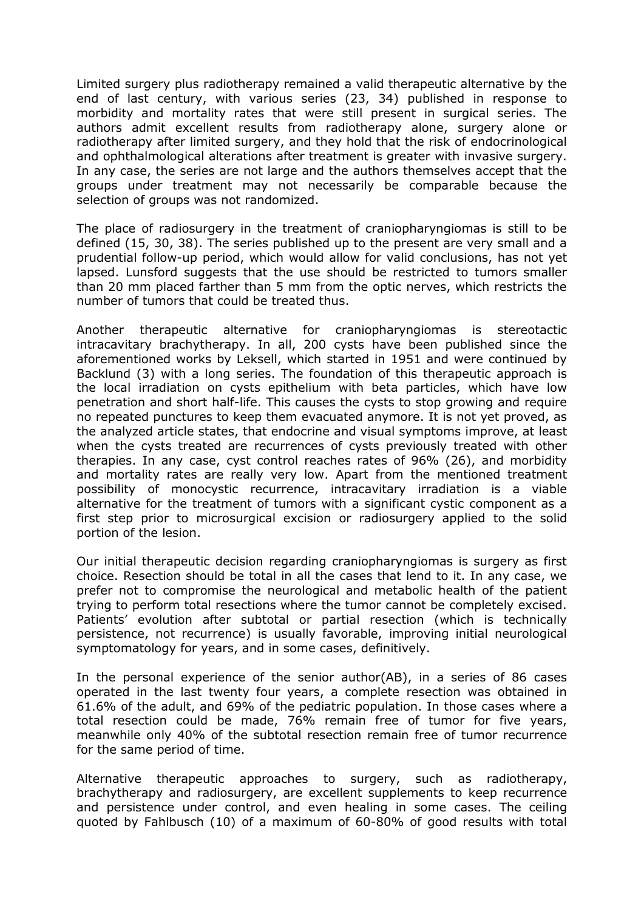Limited surgery plus radiotherapy remained a valid therapeutic alternative by the end of last century, with various series (23, 34) published in response to morbidity and mortality rates that were still present in surgical series. The authors admit excellent results from radiotherapy alone, surgery alone or radiotherapy after limited surgery, and they hold that the risk of endocrinological and ophthalmological alterations after treatment is greater with invasive surgery. In any case, the series are not large and the authors themselves accept that the groups under treatment may not necessarily be comparable because the selection of groups was not randomized.

The place of radiosurgery in the treatment of craniopharyngiomas is still to be defined (15, 30, 38). The series published up to the present are very small and a prudential follow-up period, which would allow for valid conclusions, has not yet lapsed. Lunsford suggests that the use should be restricted to tumors smaller than 20 mm placed farther than 5 mm from the optic nerves, which restricts the number of tumors that could be treated thus.

Another therapeutic alternative for craniopharyngiomas is stereotactic intracavitary brachytherapy. In all, 200 cysts have been published since the aforementioned works by Leksell, which started in 1951 and were continued by Backlund (3) with a long series. The foundation of this therapeutic approach is the local irradiation on cysts epithelium with beta particles, which have low penetration and short half-life. This causes the cysts to stop growing and require no repeated punctures to keep them evacuated anymore. It is not yet proved, as the analyzed article states, that endocrine and visual symptoms improve, at least when the cysts treated are recurrences of cysts previously treated with other therapies. In any case, cyst control reaches rates of 96% (26), and morbidity and mortality rates are really very low. Apart from the mentioned treatment possibility of monocystic recurrence, intracavitary irradiation is a viable alternative for the treatment of tumors with a significant cystic component as a first step prior to microsurgical excision or radiosurgery applied to the solid portion of the lesion.

Our initial therapeutic decision regarding craniopharyngiomas is surgery as first choice. Resection should be total in all the cases that lend to it. In any case, we prefer not to compromise the neurological and metabolic health of the patient trying to perform total resections where the tumor cannot be completely excised. Patients' evolution after subtotal or partial resection (which is technically persistence, not recurrence) is usually favorable, improving initial neurological symptomatology for years, and in some cases, definitively.

In the personal experience of the senior author(AB), in a series of 86 cases operated in the last twenty four years, a complete resection was obtained in 61.6% of the adult, and 69% of the pediatric population. In those cases where a total resection could be made, 76% remain free of tumor for five years, meanwhile only 40% of the subtotal resection remain free of tumor recurrence for the same period of time.

Alternative therapeutic approaches to surgery, such as radiotherapy, brachytherapy and radiosurgery, are excellent supplements to keep recurrence and persistence under control, and even healing in some cases. The ceiling quoted by Fahlbusch (10) of a maximum of 60-80% of good results with total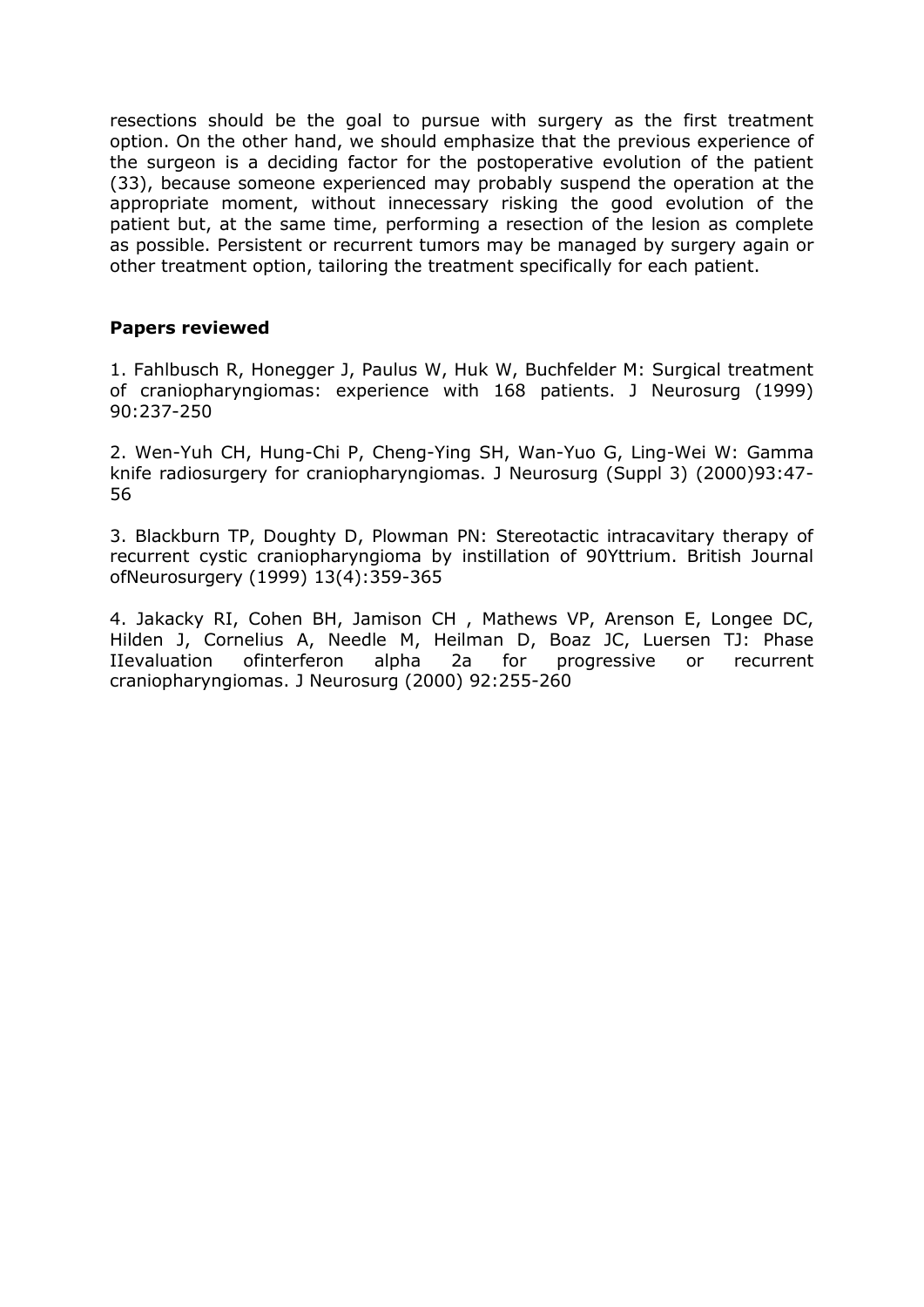resections should be the goal to pursue with surgery as the first treatment option. On the other hand, we should emphasize that the previous experience of the surgeon is a deciding factor for the postoperative evolution of the patient (33), because someone experienced may probably suspend the operation at the appropriate moment, without innecessary risking the good evolution of the patient but, at the same time, performing a resection of the lesion as complete as possible. Persistent or recurrent tumors may be managed by surgery again or other treatment option, tailoring the treatment specifically for each patient.

### Papers reviewed

1. Fahlbusch R, Honegger J, Paulus W, Huk W, Buchfelder M: Surgical treatment of craniopharyngiomas: experience with 168 patients. J Neurosurg (1999) 90:237-250

2. Wen-Yuh CH, Hung-Chi P, Cheng-Ying SH, Wan-Yuo G, Ling-Wei W: Gamma knife radiosurgery for craniopharyngiomas. J Neurosurg (Suppl 3) (2000)93:47-56

3. Blackburn TP, Doughty D, Plowman PN: Stereotactic intracavitary therapy of recurrent cystic craniopharyngioma by instillation of 90Yttrium. British Journal ofNeurosurgery (1999) 13(4):359-365

4. Jakacky RI, Cohen BH, Jamison CH , Mathews VP, Arenson E, Longee DC, Hilden J, Cornelius A, Needle M, Heilman D, Boaz JC, Luersen TJ: Phase IIevaluation ofinterferon alpha 2a for progressive or recurrent craniopharyngiomas. J Neurosurg (2000) 92:255-260